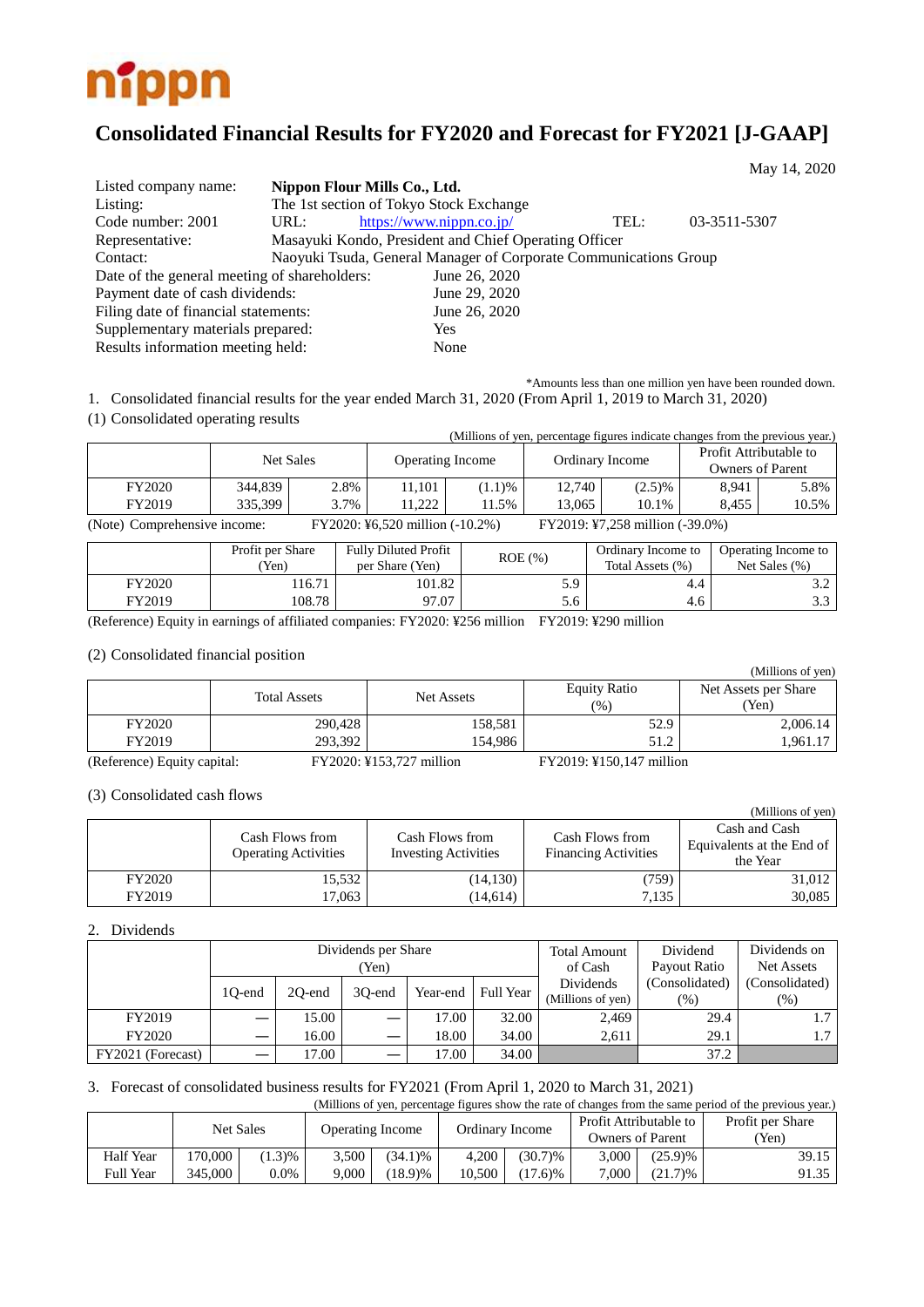nippn

# Consolidated Financial Results for FY2020 and Forecast for FY2021 [J-GAAP]

May 14, 2020

| | | | |
|---|---|---|---|
| Listed company name: | **Nippon Flour Mills Co., Ltd.** | | |
| Listing: | The 1st section of Tokyo Stock Exchange | | |
| Code number: 2001 | URL: https://www.nippn.co.jp/ | TEL: | 03-3511-5307 |
| Representative: | Masayuki Kondo, President and Chief Operating Officer | | |
| Contact: | Naoyuki Tsuda, General Manager of Corporate Communications Group | | |

Date of the general meeting of shareholders: June 26, 2020
Payment date of cash dividends: June 29, 2020
Filing date of financial statements: June 26, 2020
Supplementary materials prepared: Yes
Results information meeting held: None

*Amounts less than one million yen have been rounded down.

1. Consolidated financial results for the year ended March 31, 2020 (From April 1, 2019 to March 31, 2020)

(1) Consolidated operating results

(Millions of yen, percentage figures indicate changes from the previous year.)

| | Net Sales | | Operating Income | | Ordinary Income | | Profit Attributable to Owners of Parent | |
|---|---|---|---|---|---|---|---|---|
| FY2020 | 344,839 | 2.8% | 11,101 | (1.1)% | 12,740 | (2.5)% | 8,941 | 5.8% |
| FY2019 | 335,399 | 3.7% | 11,222 | 11.5% | 13,065 | 10.1% | 8,455 | 10.5% |

(Note) Comprehensive income: FY2020: ¥6,520 million (-10.2%) FY2019: ¥7,258 million (-39.0%)

| | Profit per Share (Yen) | Fully Diluted Profit per Share (Yen) | ROE (%) | Ordinary Income to Total Assets (%) | Operating Income to Net Sales (%) |
|---|---|---|---|---|---|
| FY2020 | 116.71 | 101.82 | 5.9 | 4.4 | 3.2 |
| FY2019 | 108.78 | 97.07 | 5.6 | 4.6 | 3.3 |

(Reference) Equity in earnings of affiliated companies: FY2020: ¥256 million FY2019: ¥290 million

(2) Consolidated financial position

(Millions of yen)

| | Total Assets | Net Assets | Equity Ratio (%) | Net Assets per Share (Yen) |
|---|---|---|---|---|
| FY2020 | 290,428 | 158,581 | 52.9 | 2,006.14 |
| FY2019 | 293,392 | 154,986 | 51.2 | 1,961.17 |

(Reference) Equity capital: FY2020: ¥153,727 million FY2019: ¥150,147 million

(3) Consolidated cash flows

(Millions of yen)

| | Cash Flows from Operating Activities | Cash Flows from Investing Activities | Cash Flows from Financing Activities | Cash and Cash Equivalents at the End of the Year |
|---|---|---|---|---|
| FY2020 | 15,532 | (14,130) | (759) | 31,012 |
| FY2019 | 17,063 | (14,614) | 7,135 | 30,085 |

2. Dividends

| | Dividends per Share (Yen) | | | | | Total Amount of Cash Dividends (Millions of yen) | Dividend Payout Ratio (Consolidated) (%) | Dividends on Net Assets (Consolidated) (%) |
|---|---|---|---|---|---|---|---|---|
| | 1Q-end | 2Q-end | 3Q-end | Year-end | Full Year | | | |
| FY2019 | — | 15.00 | — | 17.00 | 32.00 | 2,469 | 29.4 | 1.7 |
| FY2020 | — | 16.00 | — | 18.00 | 34.00 | 2,611 | 29.1 | 1.7 |
| FY2021 (Forecast) | — | 17.00 | — | 17.00 | 34.00 | | 37.2 | |

3. Forecast of consolidated business results for FY2021 (From April 1, 2020 to March 31, 2021)

(Millions of yen, percentage figures show the rate of changes from the same period of the previous year.)

| | Net Sales | | Operating Income | | Ordinary Income | | Profit Attributable to Owners of Parent | | Profit per Share (Yen) |
|---|---|---|---|---|---|---|---|---|---|
| Half Year | 170,000 | (1.3)% | 3,500 | (34.1)% | 4,200 | (30.7)% | 3,000 | (25.9)% | 39.15 |
| Full Year | 345,000 | 0.0% | 9,000 | (18.9)% | 10,500 | (17.6)% | 7,000 | (21.7)% | 91.35 |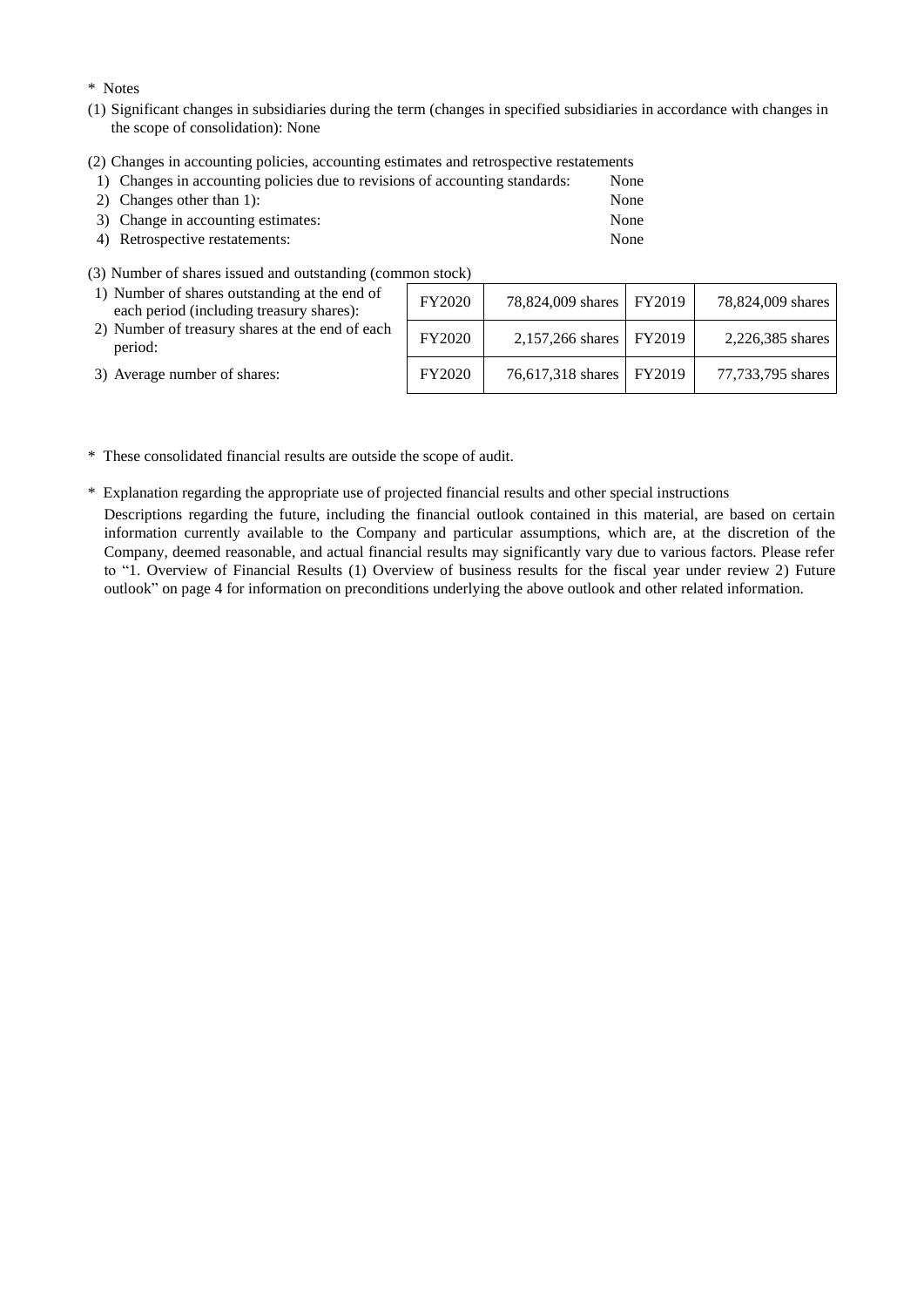\* Notes

(1) Significant changes in subsidiaries during the term (changes in specified subsidiaries in accordance with changes in the scope of consolidation): None

(2) Changes in accounting policies, accounting estimates and retrospective restatements

| | |
|---|---|
| 1) Changes in accounting policies due to revisions of accounting standards: | None |
| 2) Changes other than 1): | None |
| 3) Change in accounting estimates: | None |
| 4) Retrospective restatements: | None |

(3) Number of shares issued and outstanding (common stock)

| | | | | |
|---|---|---|---|---|
| 1) Number of shares outstanding at the end of each period (including treasury shares): | FY2020 | 78,824,009 shares | FY2019 | 78,824,009 shares |
| 2) Number of treasury shares at the end of each period: | FY2020 | 2,157,266 shares | FY2019 | 2,226,385 shares |
| 3) Average number of shares: | FY2020 | 76,617,318 shares | FY2019 | 77,733,795 shares |

\* These consolidated financial results are outside the scope of audit.

\* Explanation regarding the appropriate use of projected financial results and other special instructions

Descriptions regarding the future, including the financial outlook contained in this material, are based on certain information currently available to the Company and particular assumptions, which are, at the discretion of the Company, deemed reasonable, and actual financial results may significantly vary due to various factors. Please refer to "1. Overview of Financial Results (1) Overview of business results for the fiscal year under review 2) Future outlook" on page 4 for information on preconditions underlying the above outlook and other related information.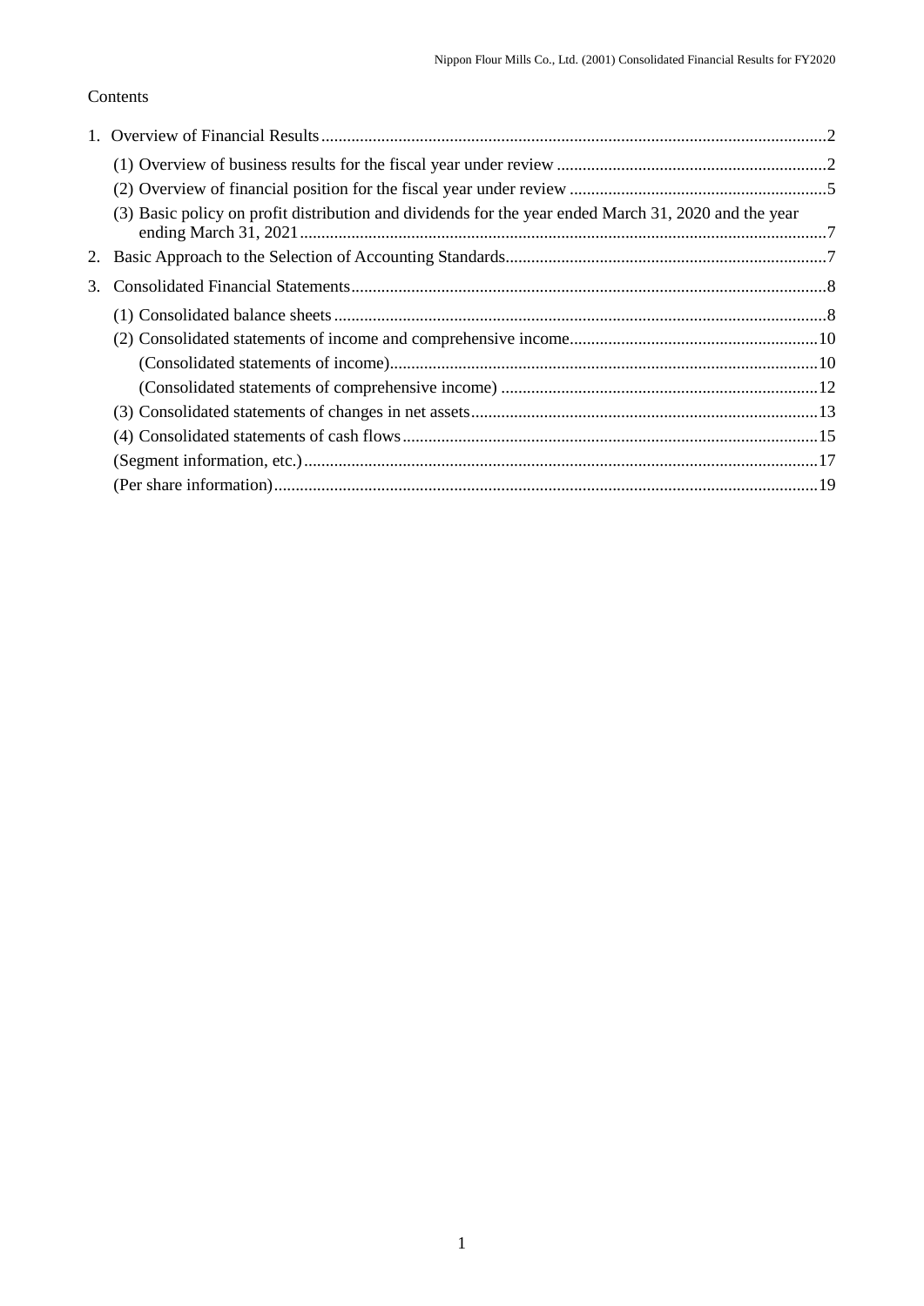Contents

1. Overview of Financial Results .......... 2
   - (1) Overview of business results for the fiscal year under review .......... 2
   - (2) Overview of financial position for the fiscal year under review .......... 5
   - (3) Basic policy on profit distribution and dividends for the year ended March 31, 2020 and the year ending March 31, 2021 .......... 7
2. Basic Approach to the Selection of Accounting Standards .......... 7
3. Consolidated Financial Statements .......... 8
   - (1) Consolidated balance sheets .......... 8
   - (2) Consolidated statements of income and comprehensive income .......... 10
     - (Consolidated statements of income) .......... 10
     - (Consolidated statements of comprehensive income) .......... 12
   - (3) Consolidated statements of changes in net assets .......... 13
   - (4) Consolidated statements of cash flows .......... 15
   - (Segment information, etc.) .......... 17
   - (Per share information) .......... 19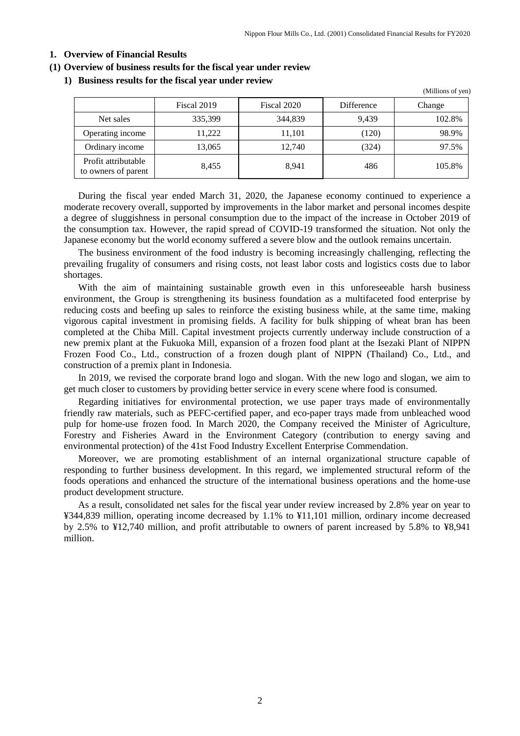## 1. Overview of Financial Results

### (1) Overview of business results for the fiscal year under review

#### 1) Business results for the fiscal year under review

(Millions of yen)

| | Fiscal 2019 | Fiscal 2020 | Difference | Change |
|---|---|---|---|---|
| Net sales | 335,399 | 344,839 | 9,439 | 102.8% |
| Operating income | 11,222 | 11,101 | (120) | 98.9% |
| Ordinary income | 13,065 | 12,740 | (324) | 97.5% |
| Profit attributable to owners of parent | 8,455 | 8,941 | 486 | 105.8% |

During the fiscal year ended March 31, 2020, the Japanese economy continued to experience a moderate recovery overall, supported by improvements in the labor market and personal incomes despite a degree of sluggishness in personal consumption due to the impact of the increase in October 2019 of the consumption tax. However, the rapid spread of COVID-19 transformed the situation. Not only the Japanese economy but the world economy suffered a severe blow and the outlook remains uncertain.

The business environment of the food industry is becoming increasingly challenging, reflecting the prevailing frugality of consumers and rising costs, not least labor costs and logistics costs due to labor shortages.

With the aim of maintaining sustainable growth even in this unforeseeable harsh business environment, the Group is strengthening its business foundation as a multifaceted food enterprise by reducing costs and beefing up sales to reinforce the existing business while, at the same time, making vigorous capital investment in promising fields. A facility for bulk shipping of wheat bran has been completed at the Chiba Mill. Capital investment projects currently underway include construction of a new premix plant at the Fukuoka Mill, expansion of a frozen food plant at the Isezaki Plant of NIPPN Frozen Food Co., Ltd., construction of a frozen dough plant of NIPPN (Thailand) Co., Ltd., and construction of a premix plant in Indonesia.

In 2019, we revised the corporate brand logo and slogan. With the new logo and slogan, we aim to get much closer to customers by providing better service in every scene where food is consumed.

Regarding initiatives for environmental protection, we use paper trays made of environmentally friendly raw materials, such as PEFC-certified paper, and eco-paper trays made from unbleached wood pulp for home-use frozen food. In March 2020, the Company received the Minister of Agriculture, Forestry and Fisheries Award in the Environment Category (contribution to energy saving and environmental protection) of the 41st Food Industry Excellent Enterprise Commendation.

Moreover, we are promoting establishment of an internal organizational structure capable of responding to further business development. In this regard, we implemented structural reform of the foods operations and enhanced the structure of the international business operations and the home-use product development structure.

As a result, consolidated net sales for the fiscal year under review increased by 2.8% year on year to ¥344,839 million, operating income decreased by 1.1% to ¥11,101 million, ordinary income decreased by 2.5% to ¥12,740 million, and profit attributable to owners of parent increased by 5.8% to ¥8,941 million.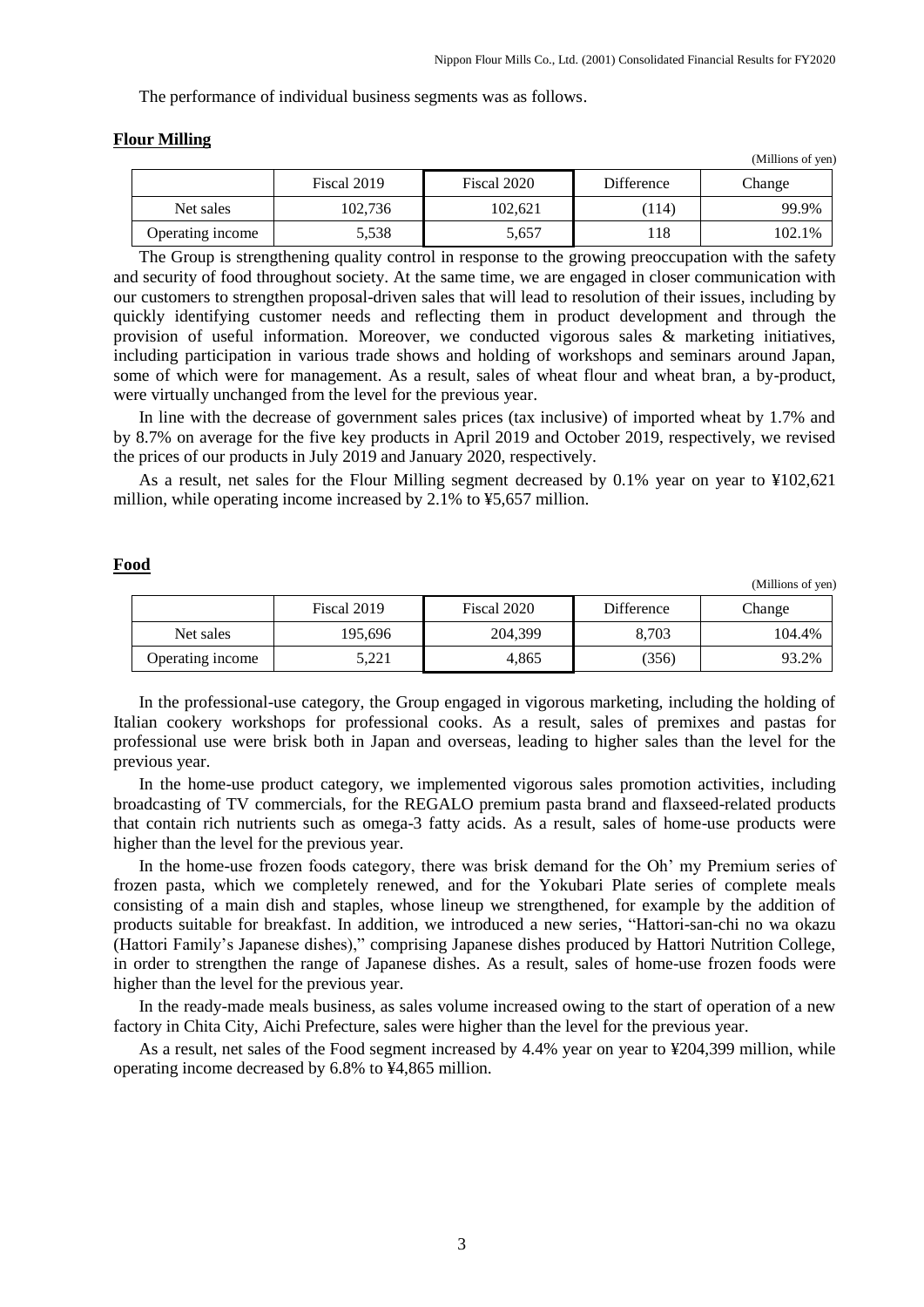The performance of individual business segments was as follows.

**Flour Milling**

(Millions of yen)

| | Fiscal 2019 | Fiscal 2020 | Difference | Change |
|---|---|---|---|---|
| Net sales | 102,736 | 102,621 | (114) | 99.9% |
| Operating income | 5,538 | 5,657 | 118 | 102.1% |

The Group is strengthening quality control in response to the growing preoccupation with the safety and security of food throughout society. At the same time, we are engaged in closer communication with our customers to strengthen proposal-driven sales that will lead to resolution of their issues, including by quickly identifying customer needs and reflecting them in product development and through the provision of useful information. Moreover, we conducted vigorous sales & marketing initiatives, including participation in various trade shows and holding of workshops and seminars around Japan, some of which were for management. As a result, sales of wheat flour and wheat bran, a by-product, were virtually unchanged from the level for the previous year.

In line with the decrease of government sales prices (tax inclusive) of imported wheat by 1.7% and by 8.7% on average for the five key products in April 2019 and October 2019, respectively, we revised the prices of our products in July 2019 and January 2020, respectively.

As a result, net sales for the Flour Milling segment decreased by 0.1% year on year to ¥102,621 million, while operating income increased by 2.1% to ¥5,657 million.

**Food**

(Millions of yen)

| | Fiscal 2019 | Fiscal 2020 | Difference | Change |
|---|---|---|---|---|
| Net sales | 195,696 | 204,399 | 8,703 | 104.4% |
| Operating income | 5,221 | 4,865 | (356) | 93.2% |

In the professional-use category, the Group engaged in vigorous marketing, including the holding of Italian cookery workshops for professional cooks. As a result, sales of premixes and pastas for professional use were brisk both in Japan and overseas, leading to higher sales than the level for the previous year.

In the home-use product category, we implemented vigorous sales promotion activities, including broadcasting of TV commercials, for the REGALO premium pasta brand and flaxseed-related products that contain rich nutrients such as omega-3 fatty acids. As a result, sales of home-use products were higher than the level for the previous year.

In the home-use frozen foods category, there was brisk demand for the Oh' my Premium series of frozen pasta, which we completely renewed, and for the Yokubari Plate series of complete meals consisting of a main dish and staples, whose lineup we strengthened, for example by the addition of products suitable for breakfast. In addition, we introduced a new series, "Hattori-san-chi no wa okazu (Hattori Family's Japanese dishes)," comprising Japanese dishes produced by Hattori Nutrition College, in order to strengthen the range of Japanese dishes. As a result, sales of home-use frozen foods were higher than the level for the previous year.

In the ready-made meals business, as sales volume increased owing to the start of operation of a new factory in Chita City, Aichi Prefecture, sales were higher than the level for the previous year.

As a result, net sales of the Food segment increased by 4.4% year on year to ¥204,399 million, while operating income decreased by 6.8% to ¥4,865 million.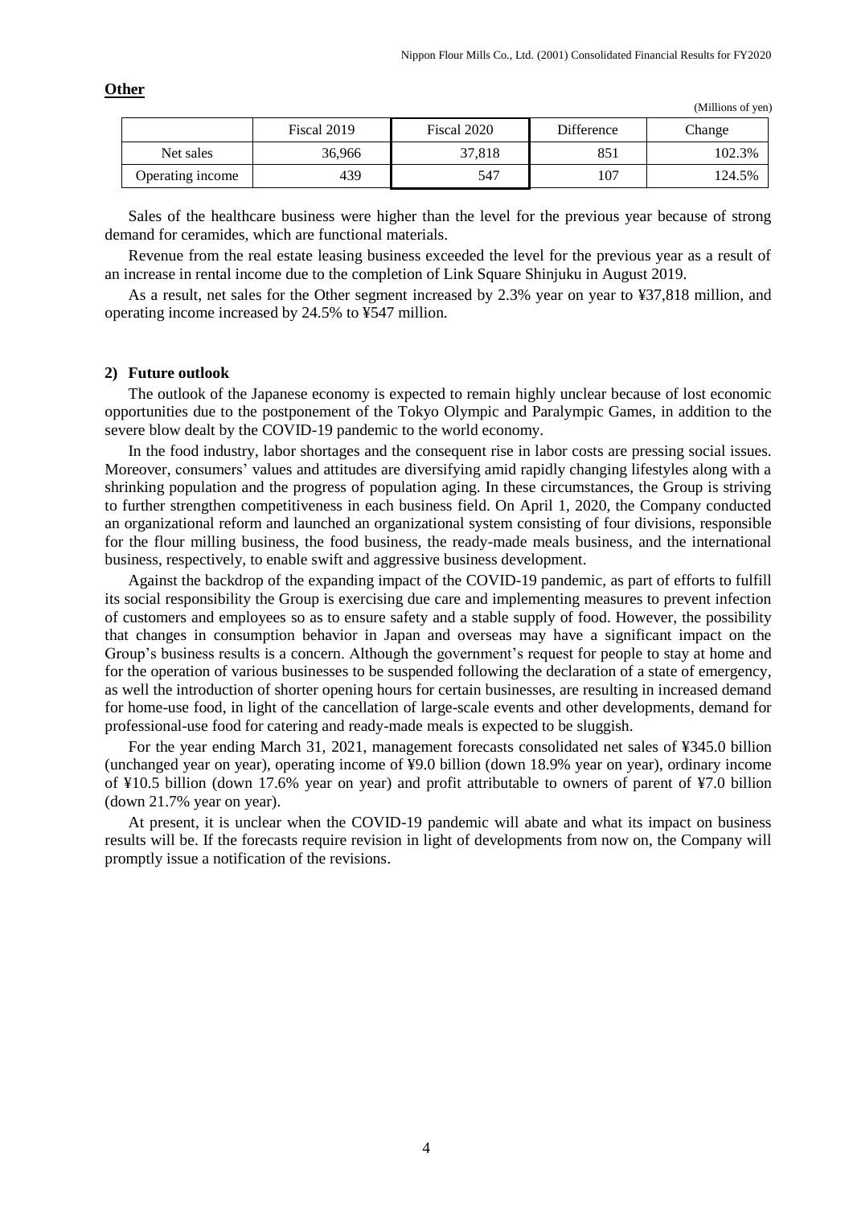**Other**

(Millions of yen)

| | Fiscal 2019 | Fiscal 2020 | Difference | Change |
|---|---|---|---|---|
| Net sales | 36,966 | 37,818 | 851 | 102.3% |
| Operating income | 439 | 547 | 107 | 124.5% |

Sales of the healthcare business were higher than the level for the previous year because of strong demand for ceramides, which are functional materials.

Revenue from the real estate leasing business exceeded the level for the previous year as a result of an increase in rental income due to the completion of Link Square Shinjuku in August 2019.

As a result, net sales for the Other segment increased by 2.3% year on year to ¥37,818 million, and operating income increased by 24.5% to ¥547 million.

**2) Future outlook**

The outlook of the Japanese economy is expected to remain highly unclear because of lost economic opportunities due to the postponement of the Tokyo Olympic and Paralympic Games, in addition to the severe blow dealt by the COVID-19 pandemic to the world economy.

In the food industry, labor shortages and the consequent rise in labor costs are pressing social issues. Moreover, consumers' values and attitudes are diversifying amid rapidly changing lifestyles along with a shrinking population and the progress of population aging. In these circumstances, the Group is striving to further strengthen competitiveness in each business field. On April 1, 2020, the Company conducted an organizational reform and launched an organizational system consisting of four divisions, responsible for the flour milling business, the food business, the ready-made meals business, and the international business, respectively, to enable swift and aggressive business development.

Against the backdrop of the expanding impact of the COVID-19 pandemic, as part of efforts to fulfill its social responsibility the Group is exercising due care and implementing measures to prevent infection of customers and employees so as to ensure safety and a stable supply of food. However, the possibility that changes in consumption behavior in Japan and overseas may have a significant impact on the Group's business results is a concern. Although the government's request for people to stay at home and for the operation of various businesses to be suspended following the declaration of a state of emergency, as well the introduction of shorter opening hours for certain businesses, are resulting in increased demand for home-use food, in light of the cancellation of large-scale events and other developments, demand for professional-use food for catering and ready-made meals is expected to be sluggish.

For the year ending March 31, 2021, management forecasts consolidated net sales of ¥345.0 billion (unchanged year on year), operating income of ¥9.0 billion (down 18.9% year on year), ordinary income of ¥10.5 billion (down 17.6% year on year) and profit attributable to owners of parent of ¥7.0 billion (down 21.7% year on year).

At present, it is unclear when the COVID-19 pandemic will abate and what its impact on business results will be. If the forecasts require revision in light of developments from now on, the Company will promptly issue a notification of the revisions.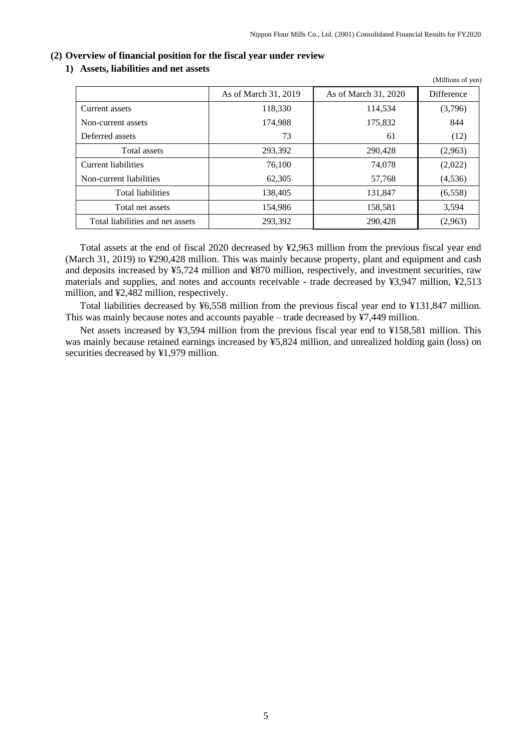## (2) Overview of financial position for the fiscal year under review

### 1) Assets, liabilities and net assets

(Millions of yen)

| | As of March 31, 2019 | As of March 31, 2020 | Difference |
|---|---|---|---|
| Current assets | 118,330 | 114,534 | (3,796) |
| Non-current assets | 174,988 | 175,832 | 844 |
| Deferred assets | 73 | 61 | (12) |
| Total assets | 293,392 | 290,428 | (2,963) |
| Current liabilities | 76,100 | 74,078 | (2,022) |
| Non-current liabilities | 62,305 | 57,768 | (4,536) |
| Total liabilities | 138,405 | 131,847 | (6,558) |
| Total net assets | 154,986 | 158,581 | 3,594 |
| Total liabilities and net assets | 293,392 | 290,428 | (2,963) |

Total assets at the end of fiscal 2020 decreased by ¥2,963 million from the previous fiscal year end (March 31, 2019) to ¥290,428 million. This was mainly because property, plant and equipment and cash and deposits increased by ¥5,724 million and ¥870 million, respectively, and investment securities, raw materials and supplies, and notes and accounts receivable - trade decreased by ¥3,947 million, ¥2,513 million, and ¥2,482 million, respectively.

Total liabilities decreased by ¥6,558 million from the previous fiscal year end to ¥131,847 million. This was mainly because notes and accounts payable – trade decreased by ¥7,449 million.

Net assets increased by ¥3,594 million from the previous fiscal year end to ¥158,581 million. This was mainly because retained earnings increased by ¥5,824 million, and unrealized holding gain (loss) on securities decreased by ¥1,979 million.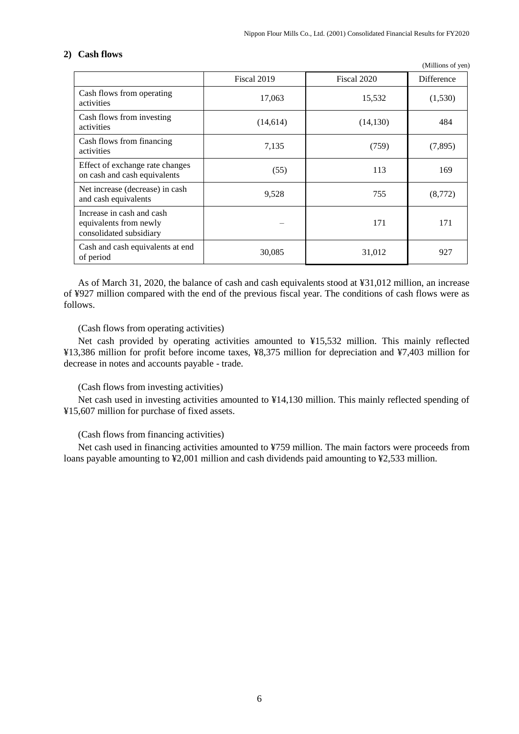## 2) Cash flows

(Millions of yen)

| | Fiscal 2019 | Fiscal 2020 | Difference |
|---|---|---|---|
| Cash flows from operating activities | 17,063 | 15,532 | (1,530) |
| Cash flows from investing activities | (14,614) | (14,130) | 484 |
| Cash flows from financing activities | 7,135 | (759) | (7,895) |
| Effect of exchange rate changes on cash and cash equivalents | (55) | 113 | 169 |
| Net increase (decrease) in cash and cash equivalents | 9,528 | 755 | (8,772) |
| Increase in cash and cash equivalents from newly consolidated subsidiary | – | 171 | 171 |
| Cash and cash equivalents at end of period | 30,085 | 31,012 | 927 |

As of March 31, 2020, the balance of cash and cash equivalents stood at ¥31,012 million, an increase of ¥927 million compared with the end of the previous fiscal year. The conditions of cash flows were as follows.

(Cash flows from operating activities)

Net cash provided by operating activities amounted to ¥15,532 million. This mainly reflected ¥13,386 million for profit before income taxes, ¥8,375 million for depreciation and ¥7,403 million for decrease in notes and accounts payable - trade.

(Cash flows from investing activities)

Net cash used in investing activities amounted to ¥14,130 million. This mainly reflected spending of ¥15,607 million for purchase of fixed assets.

(Cash flows from financing activities)

Net cash used in financing activities amounted to ¥759 million. The main factors were proceeds from loans payable amounting to ¥2,001 million and cash dividends paid amounting to ¥2,533 million.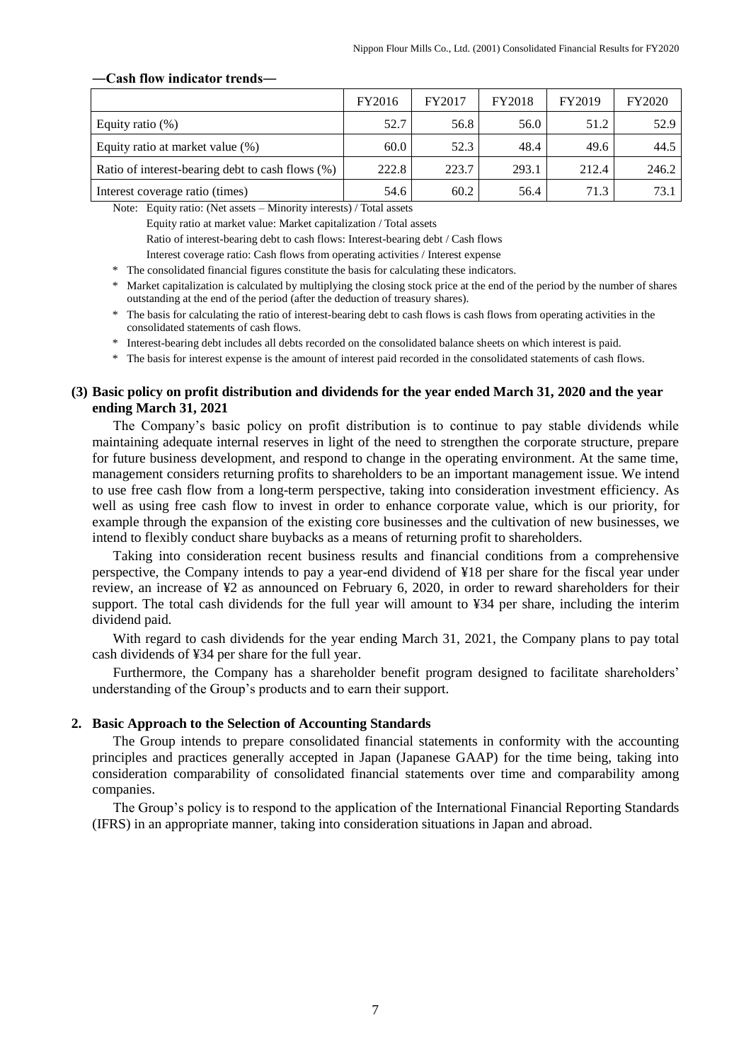**—Cash flow indicator trends—**

| | FY2016 | FY2017 | FY2018 | FY2019 | FY2020 |
|---|---|---|---|---|---|
| Equity ratio (%) | 52.7 | 56.8 | 56.0 | 51.2 | 52.9 |
| Equity ratio at market value (%) | 60.0 | 52.3 | 48.4 | 49.6 | 44.5 |
| Ratio of interest-bearing debt to cash flows (%) | 222.8 | 223.7 | 293.1 | 212.4 | 246.2 |
| Interest coverage ratio (times) | 54.6 | 60.2 | 56.4 | 71.3 | 73.1 |

Note: Equity ratio: (Net assets – Minority interests) / Total assets

Equity ratio at market value: Market capitalization / Total assets

Ratio of interest-bearing debt to cash flows: Interest-bearing debt / Cash flows

Interest coverage ratio: Cash flows from operating activities / Interest expense

\* The consolidated financial figures constitute the basis for calculating these indicators.

\* Market capitalization is calculated by multiplying the closing stock price at the end of the period by the number of shares outstanding at the end of the period (after the deduction of treasury shares).

\* The basis for calculating the ratio of interest-bearing debt to cash flows is cash flows from operating activities in the consolidated statements of cash flows.

\* Interest-bearing debt includes all debts recorded on the consolidated balance sheets on which interest is paid.

\* The basis for interest expense is the amount of interest paid recorded in the consolidated statements of cash flows.

### (3) Basic policy on profit distribution and dividends for the year ended March 31, 2020 and the year ending March 31, 2021

The Company's basic policy on profit distribution is to continue to pay stable dividends while maintaining adequate internal reserves in light of the need to strengthen the corporate structure, prepare for future business development, and respond to change in the operating environment. At the same time, management considers returning profits to shareholders to be an important management issue. We intend to use free cash flow from a long-term perspective, taking into consideration investment efficiency. As well as using free cash flow to invest in order to enhance corporate value, which is our priority, for example through the expansion of the existing core businesses and the cultivation of new businesses, we intend to flexibly conduct share buybacks as a means of returning profit to shareholders.

Taking into consideration recent business results and financial conditions from a comprehensive perspective, the Company intends to pay a year-end dividend of ¥18 per share for the fiscal year under review, an increase of ¥2 as announced on February 6, 2020, in order to reward shareholders for their support. The total cash dividends for the full year will amount to ¥34 per share, including the interim dividend paid.

With regard to cash dividends for the year ending March 31, 2021, the Company plans to pay total cash dividends of ¥34 per share for the full year.

Furthermore, the Company has a shareholder benefit program designed to facilitate shareholders' understanding of the Group's products and to earn their support.

## 2. Basic Approach to the Selection of Accounting Standards

The Group intends to prepare consolidated financial statements in conformity with the accounting principles and practices generally accepted in Japan (Japanese GAAP) for the time being, taking into consideration comparability of consolidated financial statements over time and comparability among companies.

The Group's policy is to respond to the application of the International Financial Reporting Standards (IFRS) in an appropriate manner, taking into consideration situations in Japan and abroad.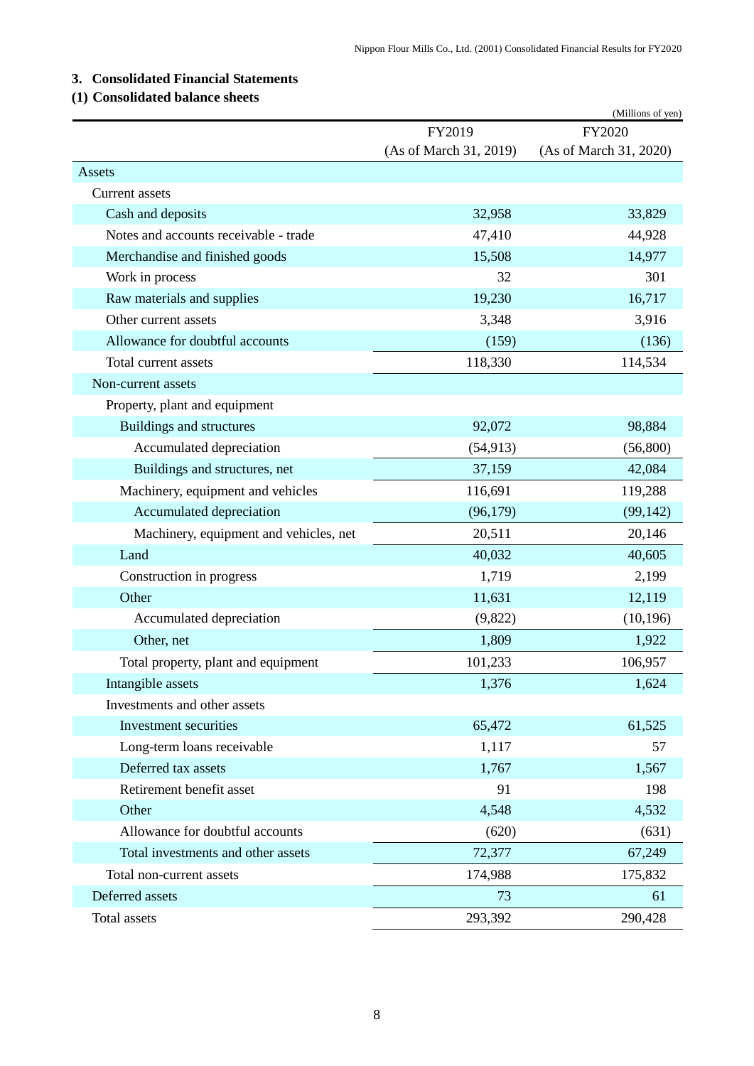## 3. Consolidated Financial Statements

### (1) Consolidated balance sheets

(Millions of yen)

| | FY2019 (As of March 31, 2019) | FY2020 (As of March 31, 2020) |
|---|---|---|
| Assets | | |
| Current assets | | |
| Cash and deposits | 32,958 | 33,829 |
| Notes and accounts receivable - trade | 47,410 | 44,928 |
| Merchandise and finished goods | 15,508 | 14,977 |
| Work in process | 32 | 301 |
| Raw materials and supplies | 19,230 | 16,717 |
| Other current assets | 3,348 | 3,916 |
| Allowance for doubtful accounts | (159) | (136) |
| Total current assets | 118,330 | 114,534 |
| Non-current assets | | |
| Property, plant and equipment | | |
| Buildings and structures | 92,072 | 98,884 |
| Accumulated depreciation | (54,913) | (56,800) |
| Buildings and structures, net | 37,159 | 42,084 |
| Machinery, equipment and vehicles | 116,691 | 119,288 |
| Accumulated depreciation | (96,179) | (99,142) |
| Machinery, equipment and vehicles, net | 20,511 | 20,146 |
| Land | 40,032 | 40,605 |
| Construction in progress | 1,719 | 2,199 |
| Other | 11,631 | 12,119 |
| Accumulated depreciation | (9,822) | (10,196) |
| Other, net | 1,809 | 1,922 |
| Total property, plant and equipment | 101,233 | 106,957 |
| Intangible assets | 1,376 | 1,624 |
| Investments and other assets | | |
| Investment securities | 65,472 | 61,525 |
| Long-term loans receivable | 1,117 | 57 |
| Deferred tax assets | 1,767 | 1,567 |
| Retirement benefit asset | 91 | 198 |
| Other | 4,548 | 4,532 |
| Allowance for doubtful accounts | (620) | (631) |
| Total investments and other assets | 72,377 | 67,249 |
| Total non-current assets | 174,988 | 175,832 |
| Deferred assets | 73 | 61 |
| Total assets | 293,392 | 290,428 |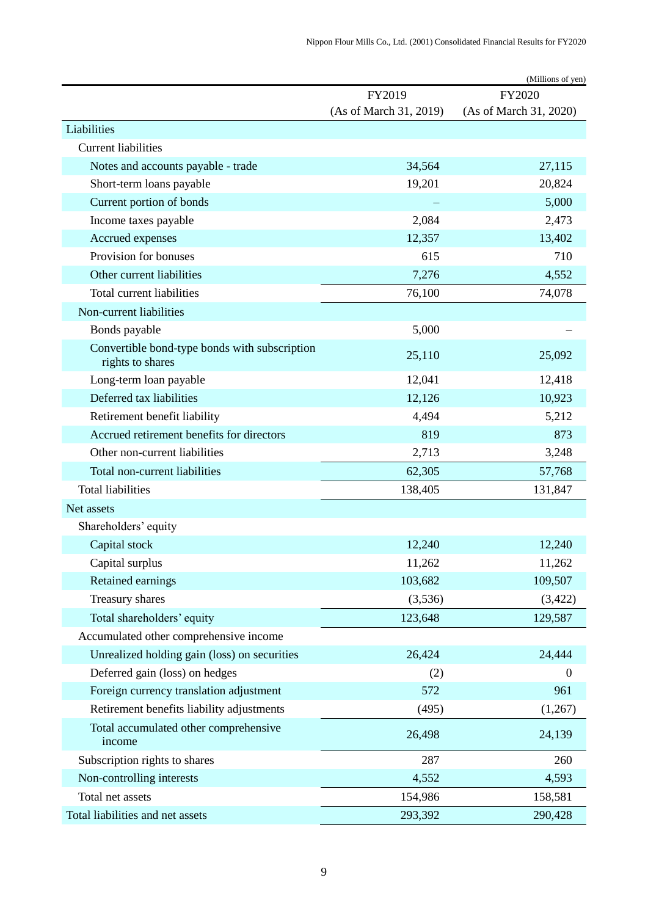(Millions of yen)

| | FY2019<br>(As of March 31, 2019) | FY2020<br>(As of March 31, 2020) |
|---|---|---|
| Liabilities | | |
| Current liabilities | | |
| Notes and accounts payable - trade | 34,564 | 27,115 |
| Short-term loans payable | 19,201 | 20,824 |
| Current portion of bonds | – | 5,000 |
| Income taxes payable | 2,084 | 2,473 |
| Accrued expenses | 12,357 | 13,402 |
| Provision for bonuses | 615 | 710 |
| Other current liabilities | 7,276 | 4,552 |
| Total current liabilities | 76,100 | 74,078 |
| Non-current liabilities | | |
| Bonds payable | 5,000 | – |
| Convertible bond-type bonds with subscription rights to shares | 25,110 | 25,092 |
| Long-term loan payable | 12,041 | 12,418 |
| Deferred tax liabilities | 12,126 | 10,923 |
| Retirement benefit liability | 4,494 | 5,212 |
| Accrued retirement benefits for directors | 819 | 873 |
| Other non-current liabilities | 2,713 | 3,248 |
| Total non-current liabilities | 62,305 | 57,768 |
| Total liabilities | 138,405 | 131,847 |
| Net assets | | |
| Shareholders' equity | | |
| Capital stock | 12,240 | 12,240 |
| Capital surplus | 11,262 | 11,262 |
| Retained earnings | 103,682 | 109,507 |
| Treasury shares | (3,536) | (3,422) |
| Total shareholders' equity | 123,648 | 129,587 |
| Accumulated other comprehensive income | | |
| Unrealized holding gain (loss) on securities | 26,424 | 24,444 |
| Deferred gain (loss) on hedges | (2) | 0 |
| Foreign currency translation adjustment | 572 | 961 |
| Retirement benefits liability adjustments | (495) | (1,267) |
| Total accumulated other comprehensive income | 26,498 | 24,139 |
| Subscription rights to shares | 287 | 260 |
| Non-controlling interests | 4,552 | 4,593 |
| Total net assets | 154,986 | 158,581 |
| Total liabilities and net assets | 293,392 | 290,428 |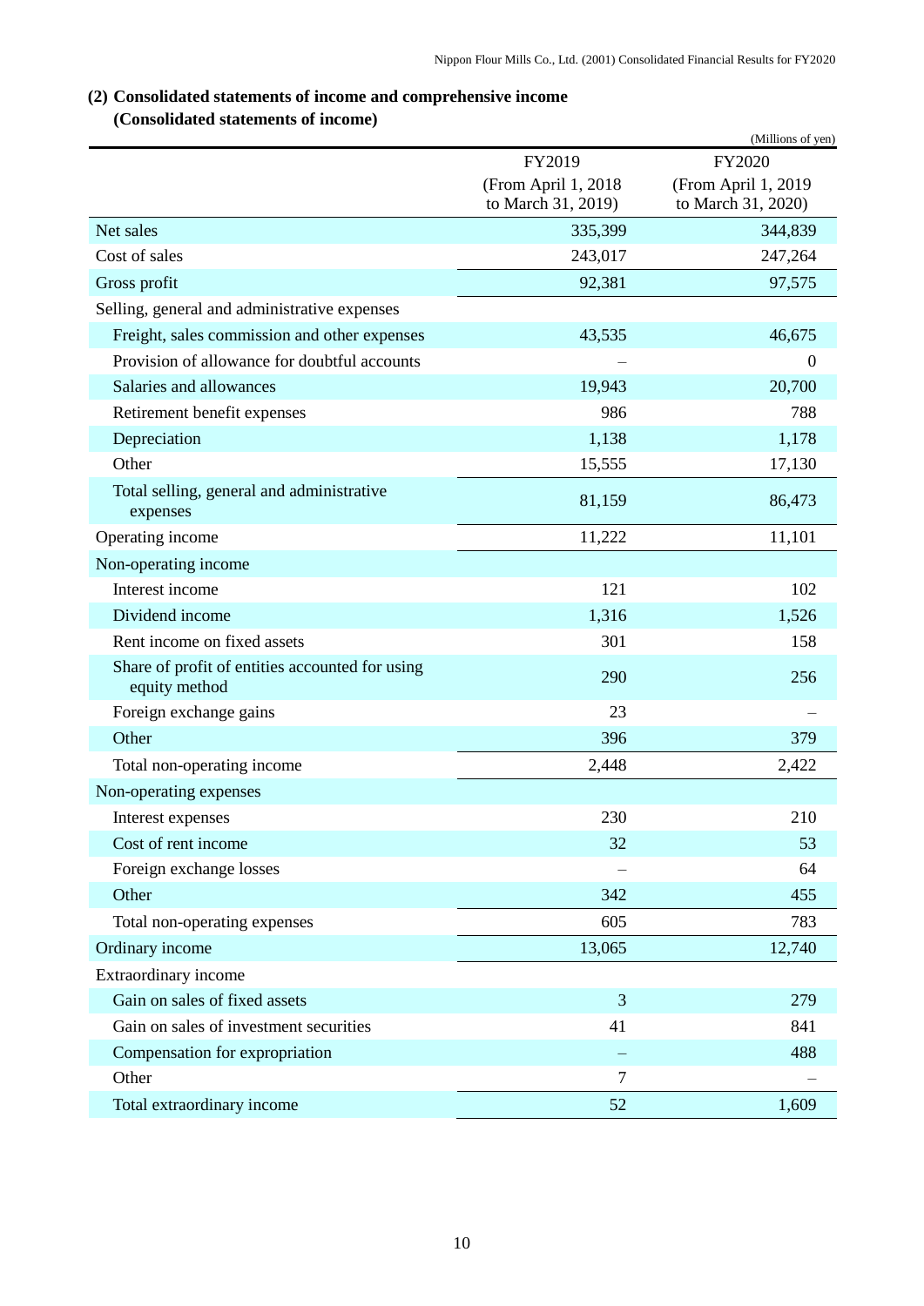## (2) Consolidated statements of income and comprehensive income

### (Consolidated statements of income)

(Millions of yen)

| | FY2019 (From April 1, 2018 to March 31, 2019) | FY2020 (From April 1, 2019 to March 31, 2020) |
|---|---|---|
| Net sales | 335,399 | 344,839 |
| Cost of sales | 243,017 | 247,264 |
| Gross profit | 92,381 | 97,575 |
| Selling, general and administrative expenses | | |
| Freight, sales commission and other expenses | 43,535 | 46,675 |
| Provision of allowance for doubtful accounts | – | 0 |
| Salaries and allowances | 19,943 | 20,700 |
| Retirement benefit expenses | 986 | 788 |
| Depreciation | 1,138 | 1,178 |
| Other | 15,555 | 17,130 |
| Total selling, general and administrative expenses | 81,159 | 86,473 |
| Operating income | 11,222 | 11,101 |
| Non-operating income | | |
| Interest income | 121 | 102 |
| Dividend income | 1,316 | 1,526 |
| Rent income on fixed assets | 301 | 158 |
| Share of profit of entities accounted for using equity method | 290 | 256 |
| Foreign exchange gains | 23 | – |
| Other | 396 | 379 |
| Total non-operating income | 2,448 | 2,422 |
| Non-operating expenses | | |
| Interest expenses | 230 | 210 |
| Cost of rent income | 32 | 53 |
| Foreign exchange losses | – | 64 |
| Other | 342 | 455 |
| Total non-operating expenses | 605 | 783 |
| Ordinary income | 13,065 | 12,740 |
| Extraordinary income | | |
| Gain on sales of fixed assets | 3 | 279 |
| Gain on sales of investment securities | 41 | 841 |
| Compensation for expropriation | – | 488 |
| Other | 7 | – |
| Total extraordinary income | 52 | 1,609 |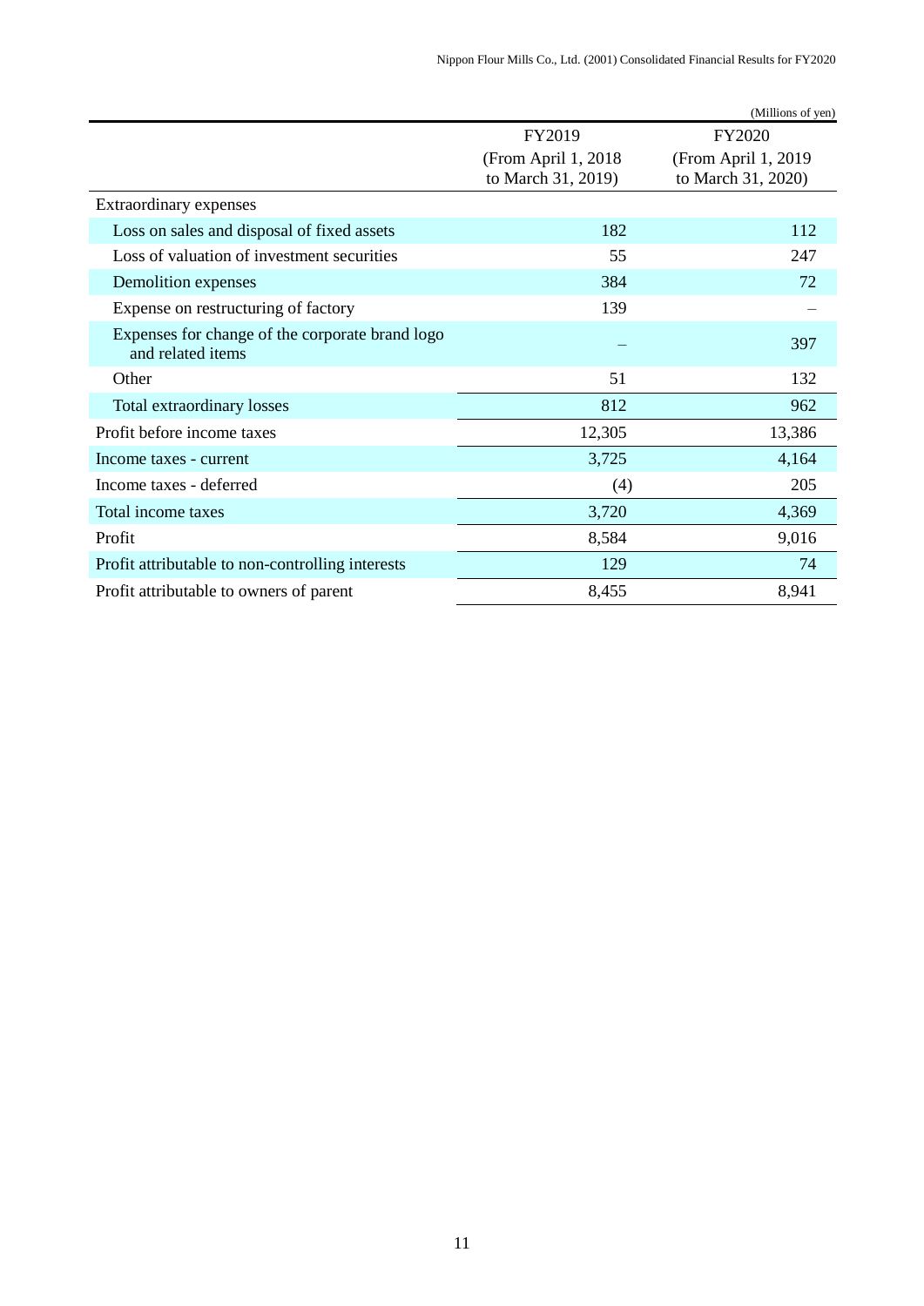(Millions of yen)

| | FY2019 (From April 1, 2018 to March 31, 2019) | FY2020 (From April 1, 2019 to March 31, 2020) |
|---|---|---|
| Extraordinary expenses | | |
| Loss on sales and disposal of fixed assets | 182 | 112 |
| Loss of valuation of investment securities | 55 | 247 |
| Demolition expenses | 384 | 72 |
| Expense on restructuring of factory | 139 | – |
| Expenses for change of the corporate brand logo and related items | – | 397 |
| Other | 51 | 132 |
| Total extraordinary losses | 812 | 962 |
| Profit before income taxes | 12,305 | 13,386 |
| Income taxes - current | 3,725 | 4,164 |
| Income taxes - deferred | (4) | 205 |
| Total income taxes | 3,720 | 4,369 |
| Profit | 8,584 | 9,016 |
| Profit attributable to non-controlling interests | 129 | 74 |
| Profit attributable to owners of parent | 8,455 | 8,941 |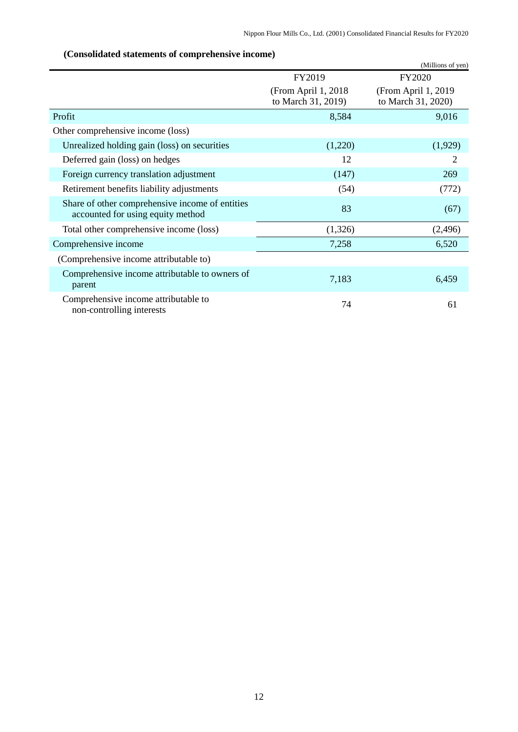**(Consolidated statements of comprehensive income)**

(Millions of yen)

| | FY2019 (From April 1, 2018 to March 31, 2019) | FY2020 (From April 1, 2019 to March 31, 2020) |
|---|---|---|
| Profit | 8,584 | 9,016 |
| Other comprehensive income (loss) | | |
| Unrealized holding gain (loss) on securities | (1,220) | (1,929) |
| Deferred gain (loss) on hedges | 12 | 2 |
| Foreign currency translation adjustment | (147) | 269 |
| Retirement benefits liability adjustments | (54) | (772) |
| Share of other comprehensive income of entities accounted for using equity method | 83 | (67) |
| Total other comprehensive income (loss) | (1,326) | (2,496) |
| Comprehensive income | 7,258 | 6,520 |
| (Comprehensive income attributable to) | | |
| Comprehensive income attributable to owners of parent | 7,183 | 6,459 |
| Comprehensive income attributable to non-controlling interests | 74 | 61 |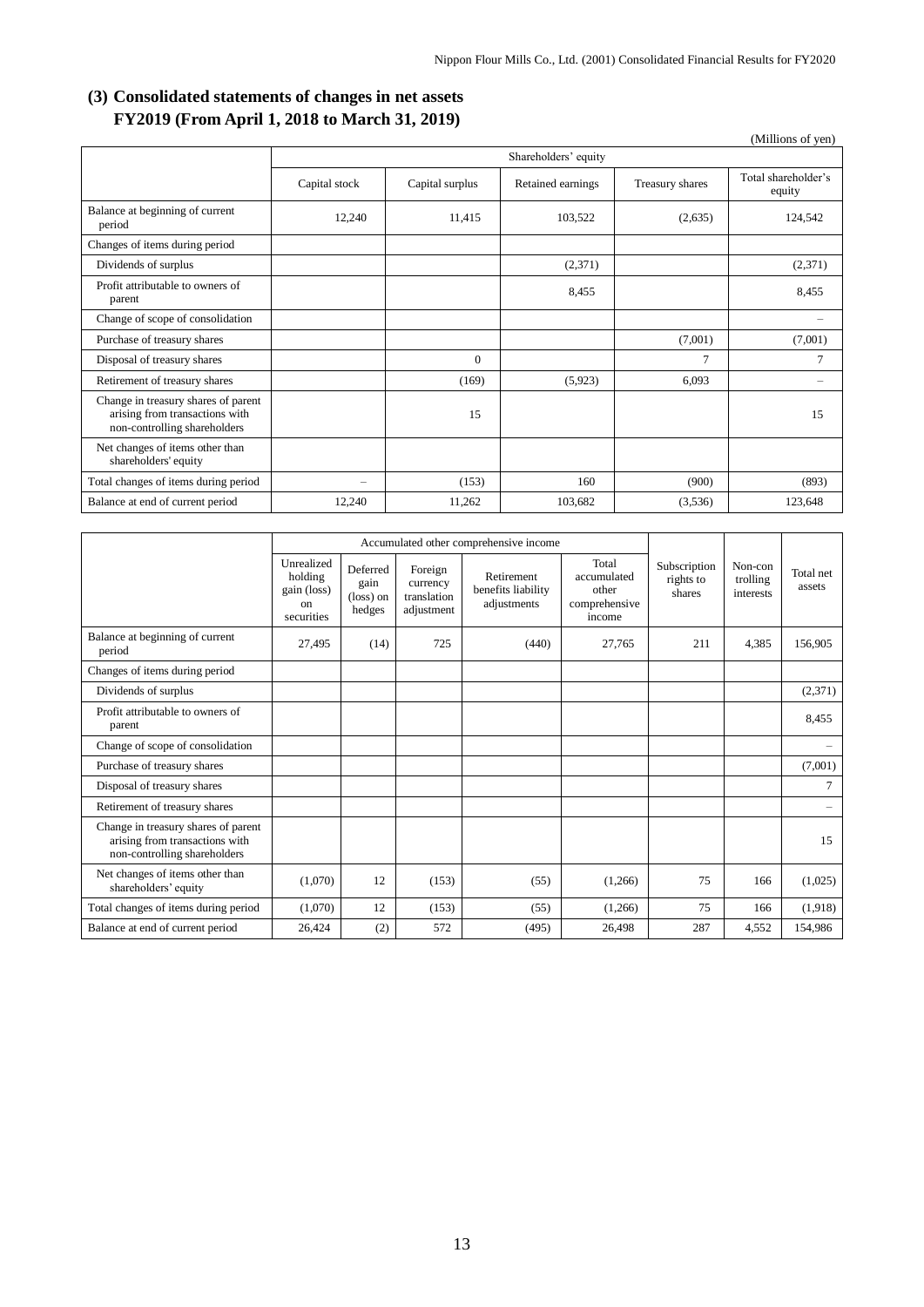## (3) Consolidated statements of changes in net assets

### FY2019 (From April 1, 2018 to March 31, 2019)

(Millions of yen)

| | Shareholders' equity | | | | |
|---|---|---|---|---|---|
| | Capital stock | Capital surplus | Retained earnings | Treasury shares | Total shareholder's equity |
| Balance at beginning of current period | 12,240 | 11,415 | 103,522 | (2,635) | 124,542 |
| Changes of items during period | | | | | |
| Dividends of surplus | | | (2,371) | | (2,371) |
| Profit attributable to owners of parent | | | 8,455 | | 8,455 |
| Change of scope of consolidation | | | | | – |
| Purchase of treasury shares | | | | (7,001) | (7,001) |
| Disposal of treasury shares | | 0 | | 7 | 7 |
| Retirement of treasury shares | | (169) | (5,923) | 6,093 | – |
| Change in treasury shares of parent arising from transactions with non-controlling shareholders | | 15 | | | 15 |
| Net changes of items other than shareholders' equity | | | | | |
| Total changes of items during period | – | (153) | 160 | (900) | (893) |
| Balance at end of current period | 12,240 | 11,262 | 103,682 | (3,536) | 123,648 |

| | Accumulated other comprehensive income | | | | | | | |
|---|---|---|---|---|---|---|---|---|
| | Unrealized holding gain (loss) on securities | Deferred gain (loss) on hedges | Foreign currency translation adjustment | Retirement benefits liability adjustments | Total accumulated other comprehensive income | Subscription rights to shares | Non-controlling interests | Total net assets |
| Balance at beginning of current period | 27,495 | (14) | 725 | (440) | 27,765 | 211 | 4,385 | 156,905 |
| Changes of items during period | | | | | | | | |
| Dividends of surplus | | | | | | | | (2,371) |
| Profit attributable to owners of parent | | | | | | | | 8,455 |
| Change of scope of consolidation | | | | | | | | – |
| Purchase of treasury shares | | | | | | | | (7,001) |
| Disposal of treasury shares | | | | | | | | 7 |
| Retirement of treasury shares | | | | | | | | – |
| Change in treasury shares of parent arising from transactions with non-controlling shareholders | | | | | | | | 15 |
| Net changes of items other than shareholders' equity | (1,070) | 12 | (153) | (55) | (1,266) | 75 | 166 | (1,025) |
| Total changes of items during period | (1,070) | 12 | (153) | (55) | (1,266) | 75 | 166 | (1,918) |
| Balance at end of current period | 26,424 | (2) | 572 | (495) | 26,498 | 287 | 4,552 | 154,986 |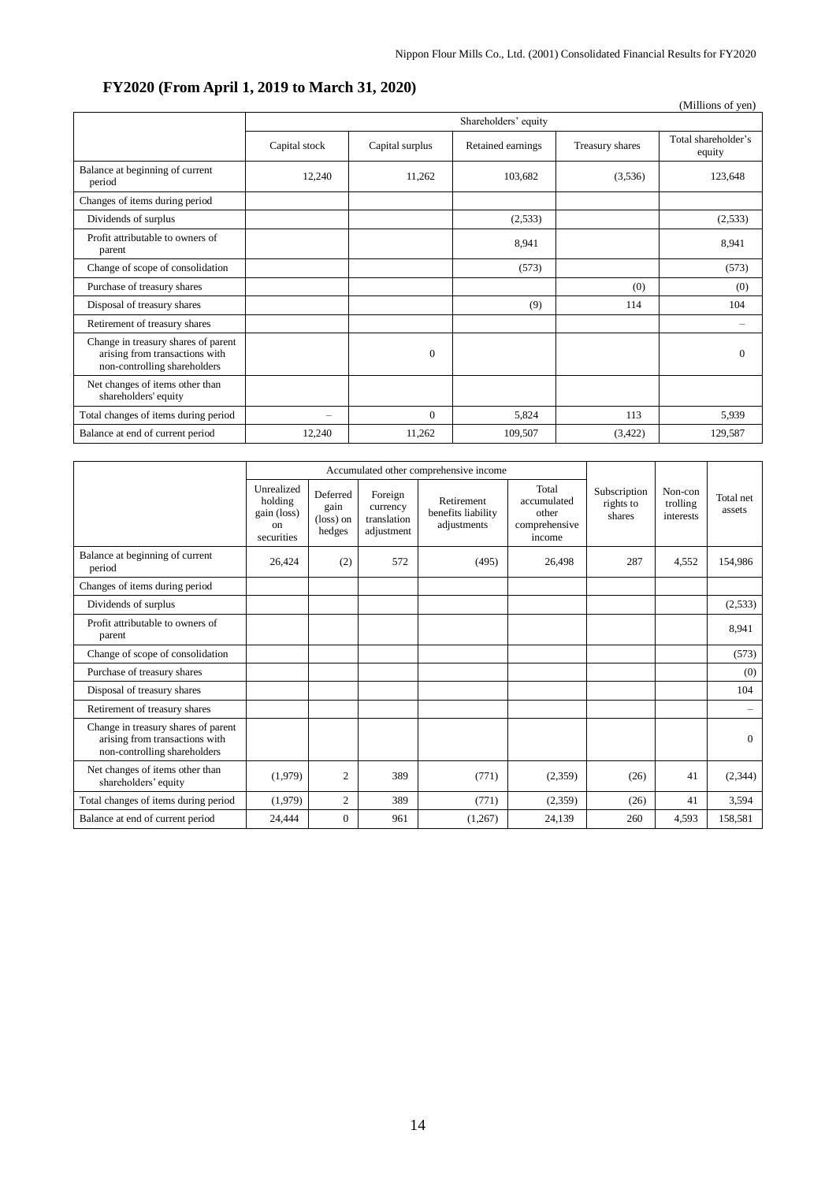## FY2020 (From April 1, 2019 to March 31, 2020)

(Millions of yen)

| | Shareholders' equity | | | | |
|---|---|---|---|---|---|
| | Capital stock | Capital surplus | Retained earnings | Treasury shares | Total shareholder's equity |
| Balance at beginning of current period | 12,240 | 11,262 | 103,682 | (3,536) | 123,648 |
| Changes of items during period | | | | | |
| Dividends of surplus | | | (2,533) | | (2,533) |
| Profit attributable to owners of parent | | | 8,941 | | 8,941 |
| Change of scope of consolidation | | | (573) | | (573) |
| Purchase of treasury shares | | | | (0) | (0) |
| Disposal of treasury shares | | | (9) | 114 | 104 |
| Retirement of treasury shares | | | | | – |
| Change in treasury shares of parent arising from transactions with non-controlling shareholders | | 0 | | | 0 |
| Net changes of items other than shareholders' equity | | | | | |
| Total changes of items during period | – | 0 | 5,824 | 113 | 5,939 |
| Balance at end of current period | 12,240 | 11,262 | 109,507 | (3,422) | 129,587 |

| | Accumulated other comprehensive income | | | | | Subscription rights to shares | Non-controlling interests | Total net assets |
|---|---|---|---|---|---|---|---|---|
| | Unrealized holding gain (loss) on securities | Deferred gain (loss) on hedges | Foreign currency translation adjustment | Retirement benefits liability adjustments | Total accumulated other comprehensive income | | | |
| Balance at beginning of current period | 26,424 | (2) | 572 | (495) | 26,498 | 287 | 4,552 | 154,986 |
| Changes of items during period | | | | | | | | |
| Dividends of surplus | | | | | | | | (2,533) |
| Profit attributable to owners of parent | | | | | | | | 8,941 |
| Change of scope of consolidation | | | | | | | | (573) |
| Purchase of treasury shares | | | | | | | | (0) |
| Disposal of treasury shares | | | | | | | | 104 |
| Retirement of treasury shares | | | | | | | | – |
| Change in treasury shares of parent arising from transactions with non-controlling shareholders | | | | | | | | 0 |
| Net changes of items other than shareholders' equity | (1,979) | 2 | 389 | (771) | (2,359) | (26) | 41 | (2,344) |
| Total changes of items during period | (1,979) | 2 | 389 | (771) | (2,359) | (26) | 41 | 3,594 |
| Balance at end of current period | 24,444 | 0 | 961 | (1,267) | 24,139 | 260 | 4,593 | 158,581 |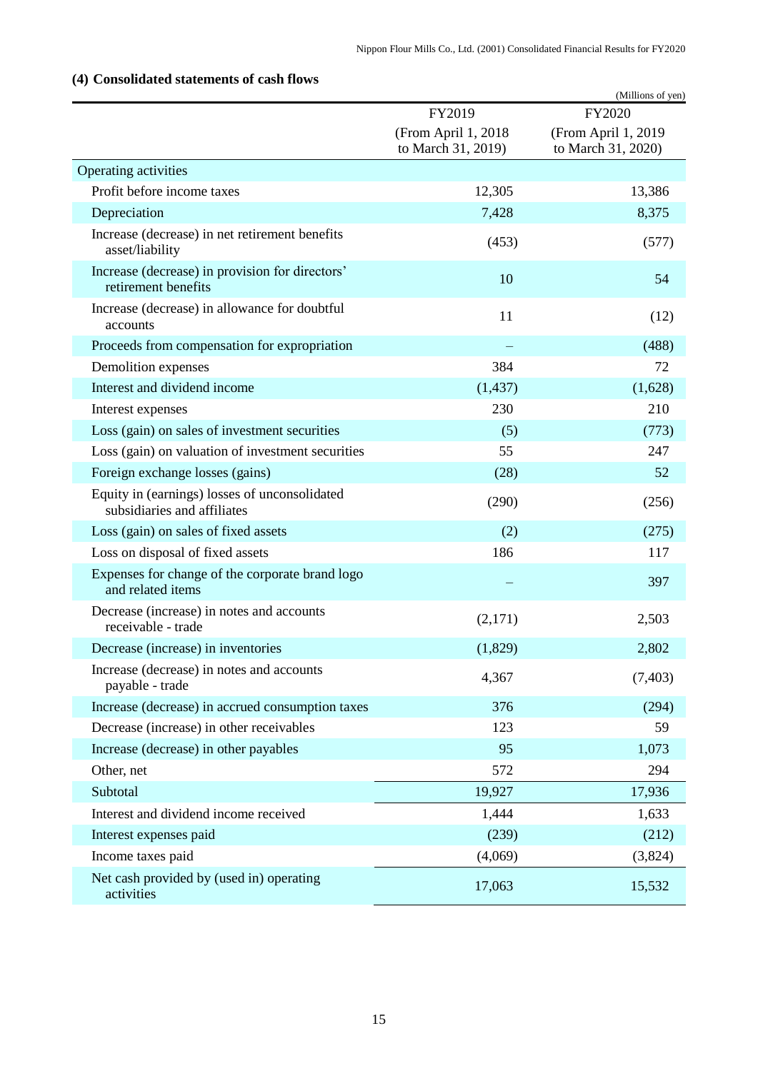## (4) Consolidated statements of cash flows

(Millions of yen)

| | FY2019 (From April 1, 2018 to March 31, 2019) | FY2020 (From April 1, 2019 to March 31, 2020) |
|---|---|---|
| Operating activities | | |
| Profit before income taxes | 12,305 | 13,386 |
| Depreciation | 7,428 | 8,375 |
| Increase (decrease) in net retirement benefits asset/liability | (453) | (577) |
| Increase (decrease) in provision for directors' retirement benefits | 10 | 54 |
| Increase (decrease) in allowance for doubtful accounts | 11 | (12) |
| Proceeds from compensation for expropriation | – | (488) |
| Demolition expenses | 384 | 72 |
| Interest and dividend income | (1,437) | (1,628) |
| Interest expenses | 230 | 210 |
| Loss (gain) on sales of investment securities | (5) | (773) |
| Loss (gain) on valuation of investment securities | 55 | 247 |
| Foreign exchange losses (gains) | (28) | 52 |
| Equity in (earnings) losses of unconsolidated subsidiaries and affiliates | (290) | (256) |
| Loss (gain) on sales of fixed assets | (2) | (275) |
| Loss on disposal of fixed assets | 186 | 117 |
| Expenses for change of the corporate brand logo and related items | – | 397 |
| Decrease (increase) in notes and accounts receivable - trade | (2,171) | 2,503 |
| Decrease (increase) in inventories | (1,829) | 2,802 |
| Increase (decrease) in notes and accounts payable - trade | 4,367 | (7,403) |
| Increase (decrease) in accrued consumption taxes | 376 | (294) |
| Decrease (increase) in other receivables | 123 | 59 |
| Increase (decrease) in other payables | 95 | 1,073 |
| Other, net | 572 | 294 |
| Subtotal | 19,927 | 17,936 |
| Interest and dividend income received | 1,444 | 1,633 |
| Interest expenses paid | (239) | (212) |
| Income taxes paid | (4,069) | (3,824) |
| Net cash provided by (used in) operating activities | 17,063 | 15,532 |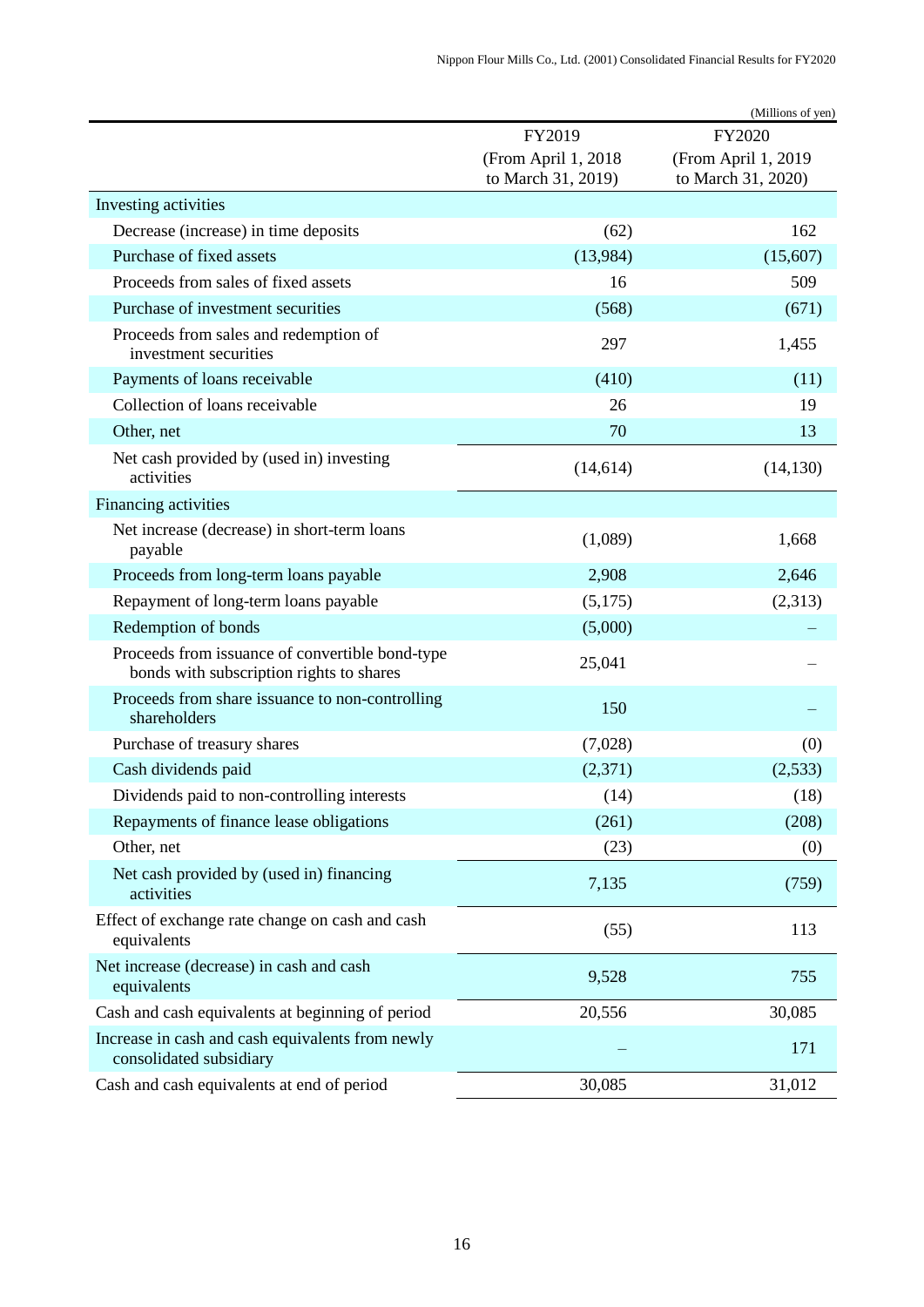(Millions of yen)

| | FY2019 (From April 1, 2018 to March 31, 2019) | FY2020 (From April 1, 2019 to March 31, 2020) |
|---|---|---|
| Investing activities | | |
| Decrease (increase) in time deposits | (62) | 162 |
| Purchase of fixed assets | (13,984) | (15,607) |
| Proceeds from sales of fixed assets | 16 | 509 |
| Purchase of investment securities | (568) | (671) |
| Proceeds from sales and redemption of investment securities | 297 | 1,455 |
| Payments of loans receivable | (410) | (11) |
| Collection of loans receivable | 26 | 19 |
| Other, net | 70 | 13 |
| Net cash provided by (used in) investing activities | (14,614) | (14,130) |
| Financing activities | | |
| Net increase (decrease) in short-term loans payable | (1,089) | 1,668 |
| Proceeds from long-term loans payable | 2,908 | 2,646 |
| Repayment of long-term loans payable | (5,175) | (2,313) |
| Redemption of bonds | (5,000) | – |
| Proceeds from issuance of convertible bond-type bonds with subscription rights to shares | 25,041 | – |
| Proceeds from share issuance to non-controlling shareholders | 150 | – |
| Purchase of treasury shares | (7,028) | (0) |
| Cash dividends paid | (2,371) | (2,533) |
| Dividends paid to non-controlling interests | (14) | (18) |
| Repayments of finance lease obligations | (261) | (208) |
| Other, net | (23) | (0) |
| Net cash provided by (used in) financing activities | 7,135 | (759) |
| Effect of exchange rate change on cash and cash equivalents | (55) | 113 |
| Net increase (decrease) in cash and cash equivalents | 9,528 | 755 |
| Cash and cash equivalents at beginning of period | 20,556 | 30,085 |
| Increase in cash and cash equivalents from newly consolidated subsidiary | – | 171 |
| Cash and cash equivalents at end of period | 30,085 | 31,012 |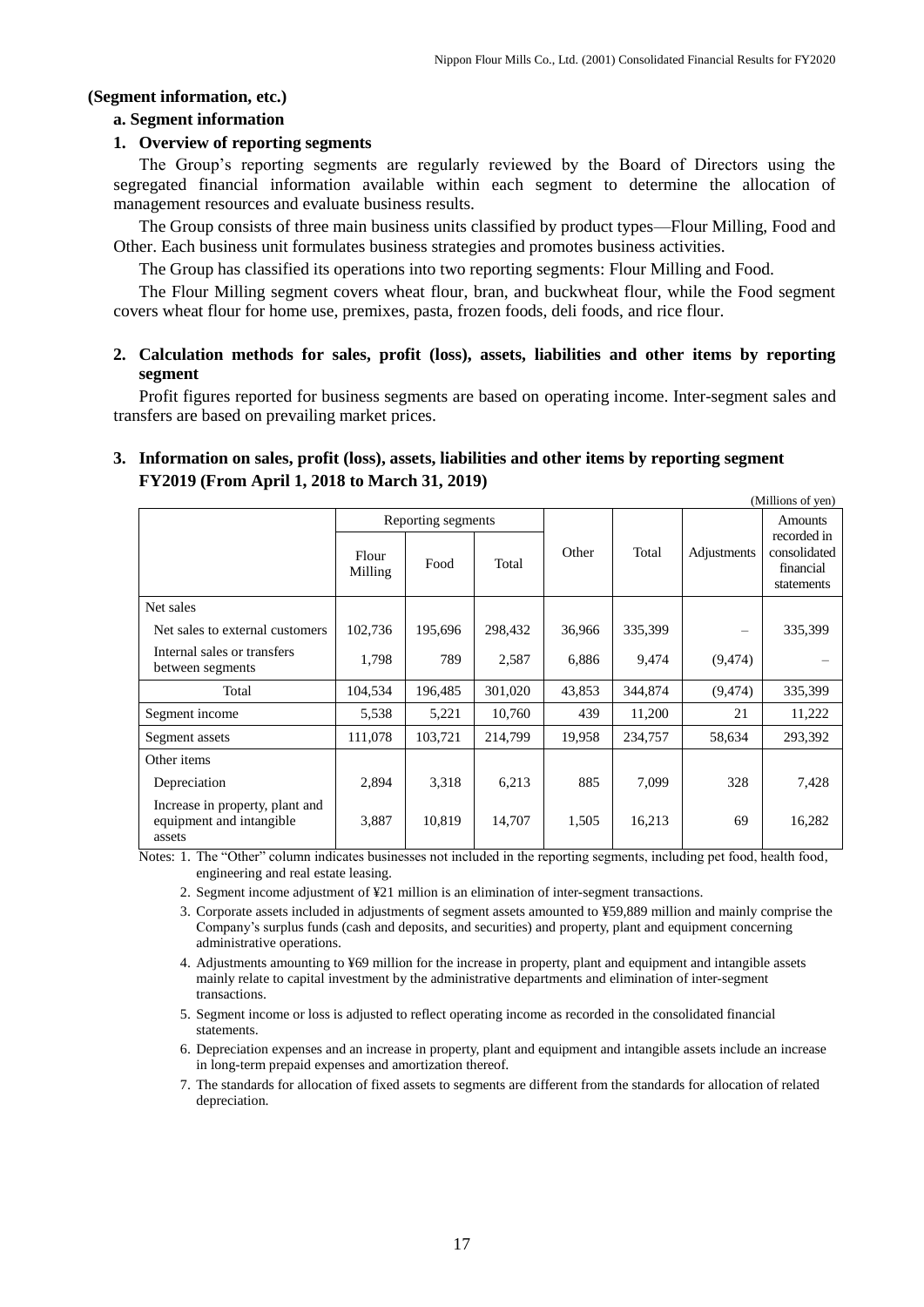**(Segment information, etc.)**

**a. Segment information**

**1. Overview of reporting segments**

The Group's reporting segments are regularly reviewed by the Board of Directors using the segregated financial information available within each segment to determine the allocation of management resources and evaluate business results.

The Group consists of three main business units classified by product types—Flour Milling, Food and Other. Each business unit formulates business strategies and promotes business activities.

The Group has classified its operations into two reporting segments: Flour Milling and Food.

The Flour Milling segment covers wheat flour, bran, and buckwheat flour, while the Food segment covers wheat flour for home use, premixes, pasta, frozen foods, deli foods, and rice flour.

**2. Calculation methods for sales, profit (loss), assets, liabilities and other items by reporting segment**

Profit figures reported for business segments are based on operating income. Inter-segment sales and transfers are based on prevailing market prices.

**3. Information on sales, profit (loss), assets, liabilities and other items by reporting segment FY2019 (From April 1, 2018 to March 31, 2019)**

(Millions of yen)

| | Reporting segments | | | Other | Total | Adjustments | Amounts recorded in consolidated financial statements |
|---|---|---|---|---|---|---|---|
| | Flour Milling | Food | Total | | | | |
| Net sales | | | | | | | |
| Net sales to external customers | 102,736 | 195,696 | 298,432 | 36,966 | 335,399 | – | 335,399 |
| Internal sales or transfers between segments | 1,798 | 789 | 2,587 | 6,886 | 9,474 | (9,474) | – |
| Total | 104,534 | 196,485 | 301,020 | 43,853 | 344,874 | (9,474) | 335,399 |
| Segment income | 5,538 | 5,221 | 10,760 | 439 | 11,200 | 21 | 11,222 |
| Segment assets | 111,078 | 103,721 | 214,799 | 19,958 | 234,757 | 58,634 | 293,392 |
| Other items | | | | | | | |
| Depreciation | 2,894 | 3,318 | 6,213 | 885 | 7,099 | 328 | 7,428 |
| Increase in property, plant and equipment and intangible assets | 3,887 | 10,819 | 14,707 | 1,505 | 16,213 | 69 | 16,282 |

Notes: 1. The "Other" column indicates businesses not included in the reporting segments, including pet food, health food, engineering and real estate leasing.

2. Segment income adjustment of ¥21 million is an elimination of inter-segment transactions.

3. Corporate assets included in adjustments of segment assets amounted to ¥59,889 million and mainly comprise the Company's surplus funds (cash and deposits, and securities) and property, plant and equipment concerning administrative operations.

4. Adjustments amounting to ¥69 million for the increase in property, plant and equipment and intangible assets mainly relate to capital investment by the administrative departments and elimination of inter-segment transactions.

5. Segment income or loss is adjusted to reflect operating income as recorded in the consolidated financial statements.

6. Depreciation expenses and an increase in property, plant and equipment and intangible assets include an increase in long-term prepaid expenses and amortization thereof.

7. The standards for allocation of fixed assets to segments are different from the standards for allocation of related depreciation.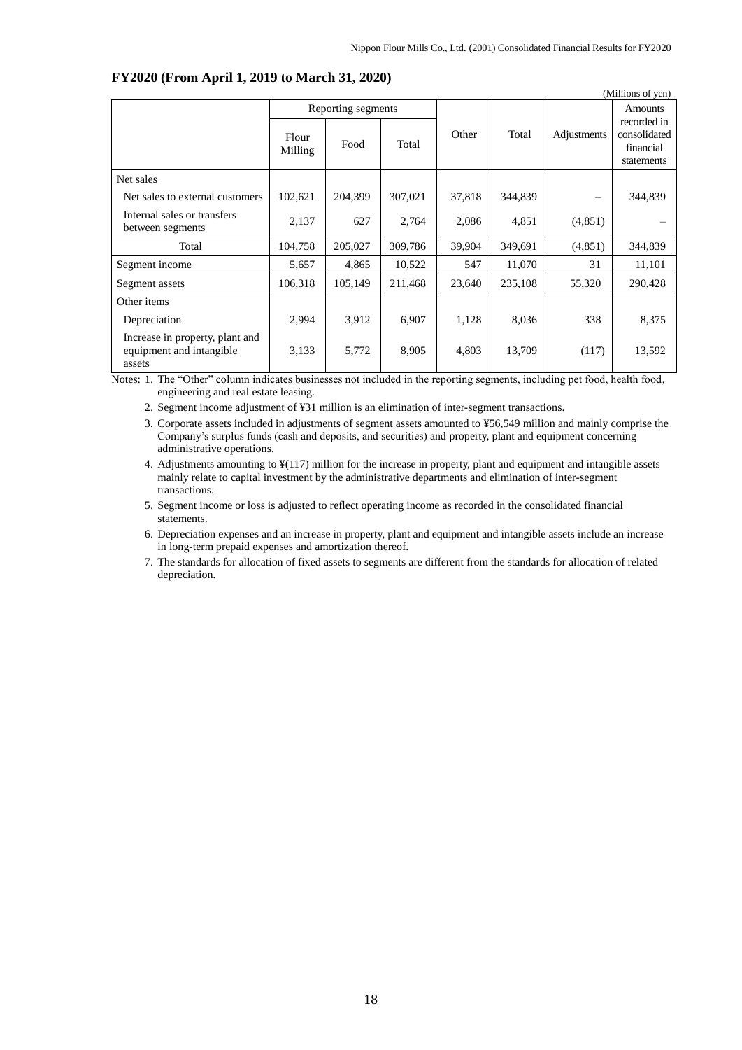**FY2020 (From April 1, 2019 to March 31, 2020)**

(Millions of yen)

| | Reporting segments | | | Other | Total | Adjustments | Amounts recorded in consolidated financial statements |
|---|---|---|---|---|---|---|---|
| | Flour Milling | Food | Total | | | | |
| Net sales | | | | | | | |
| Net sales to external customers | 102,621 | 204,399 | 307,021 | 37,818 | 344,839 | – | 344,839 |
| Internal sales or transfers between segments | 2,137 | 627 | 2,764 | 2,086 | 4,851 | (4,851) | – |
| Total | 104,758 | 205,027 | 309,786 | 39,904 | 349,691 | (4,851) | 344,839 |
| Segment income | 5,657 | 4,865 | 10,522 | 547 | 11,070 | 31 | 11,101 |
| Segment assets | 106,318 | 105,149 | 211,468 | 23,640 | 235,108 | 55,320 | 290,428 |
| Other items | | | | | | | |
| Depreciation | 2,994 | 3,912 | 6,907 | 1,128 | 8,036 | 338 | 8,375 |
| Increase in property, plant and equipment and intangible assets | 3,133 | 5,772 | 8,905 | 4,803 | 13,709 | (117) | 13,592 |

Notes: 1. The "Other" column indicates businesses not included in the reporting segments, including pet food, health food, engineering and real estate leasing.

2. Segment income adjustment of ¥31 million is an elimination of inter-segment transactions.

3. Corporate assets included in adjustments of segment assets amounted to ¥56,549 million and mainly comprise the Company's surplus funds (cash and deposits, and securities) and property, plant and equipment concerning administrative operations.

4. Adjustments amounting to ¥(117) million for the increase in property, plant and equipment and intangible assets mainly relate to capital investment by the administrative departments and elimination of inter-segment transactions.

5. Segment income or loss is adjusted to reflect operating income as recorded in the consolidated financial statements.

6. Depreciation expenses and an increase in property, plant and equipment and intangible assets include an increase in long-term prepaid expenses and amortization thereof.

7. The standards for allocation of fixed assets to segments are different from the standards for allocation of related depreciation.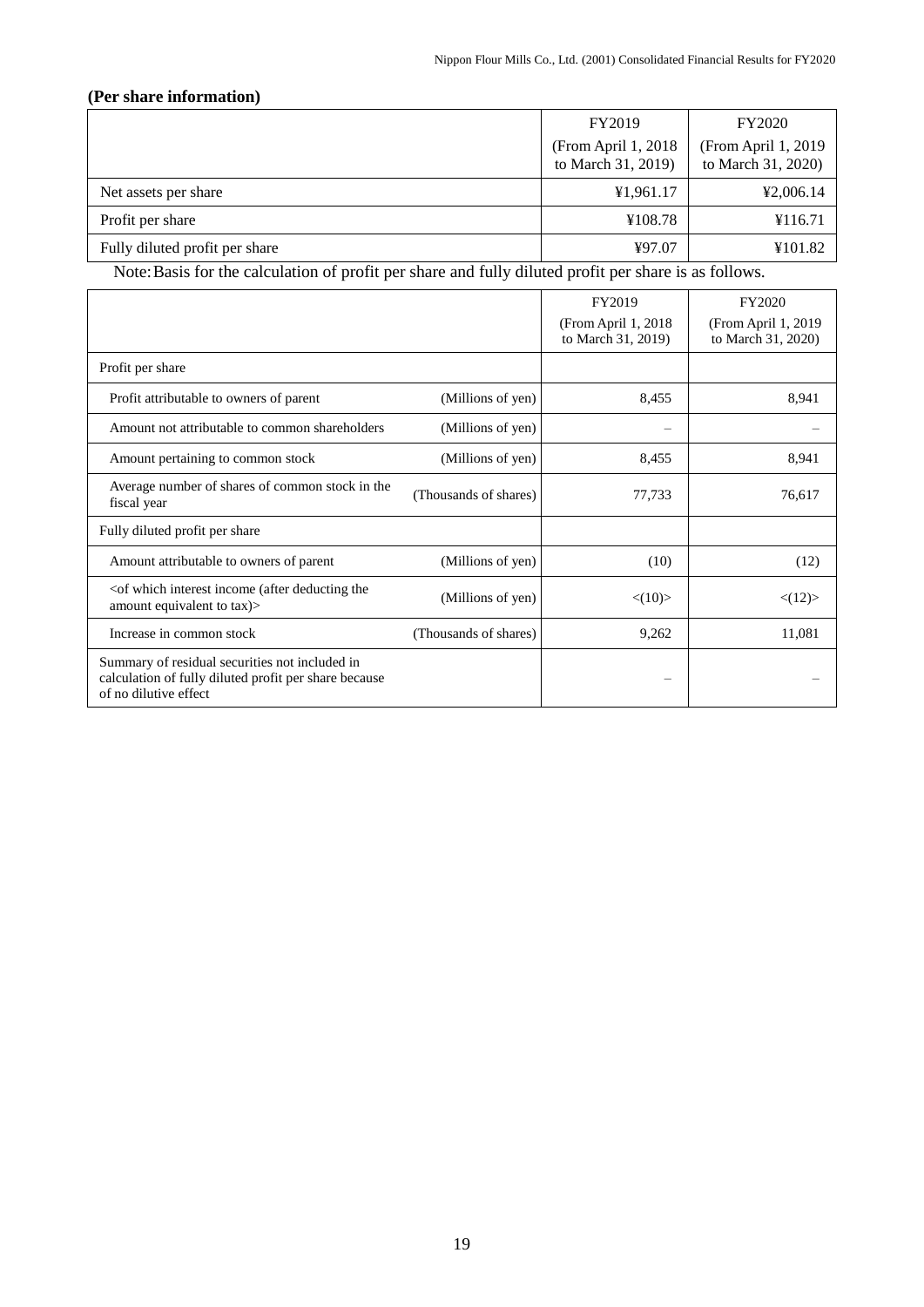**(Per share information)**

| | FY2019 (From April 1, 2018 to March 31, 2019) | FY2020 (From April 1, 2019 to March 31, 2020) |
|---|---|---|
| Net assets per share | ¥1,961.17 | ¥2,006.14 |
| Profit per share | ¥108.78 | ¥116.71 |
| Fully diluted profit per share | ¥97.07 | ¥101.82 |

Note: Basis for the calculation of profit per share and fully diluted profit per share is as follows.

| | | FY2019 (From April 1, 2018 to March 31, 2019) | FY2020 (From April 1, 2019 to March 31, 2020) |
|---|---|---|---|
| Profit per share | | | |
| Profit attributable to owners of parent | (Millions of yen) | 8,455 | 8,941 |
| Amount not attributable to common shareholders | (Millions of yen) | – | – |
| Amount pertaining to common stock | (Millions of yen) | 8,455 | 8,941 |
| Average number of shares of common stock in the fiscal year | (Thousands of shares) | 77,733 | 76,617 |
| Fully diluted profit per share | | | |
| Amount attributable to owners of parent | (Millions of yen) | (10) | (12) |
| <of which interest income (after deducting the amount equivalent to tax)> | (Millions of yen) | <(10)> | <(12)> |
| Increase in common stock | (Thousands of shares) | 9,262 | 11,081 |
| Summary of residual securities not included in calculation of fully diluted profit per share because of no dilutive effect | | – | – |